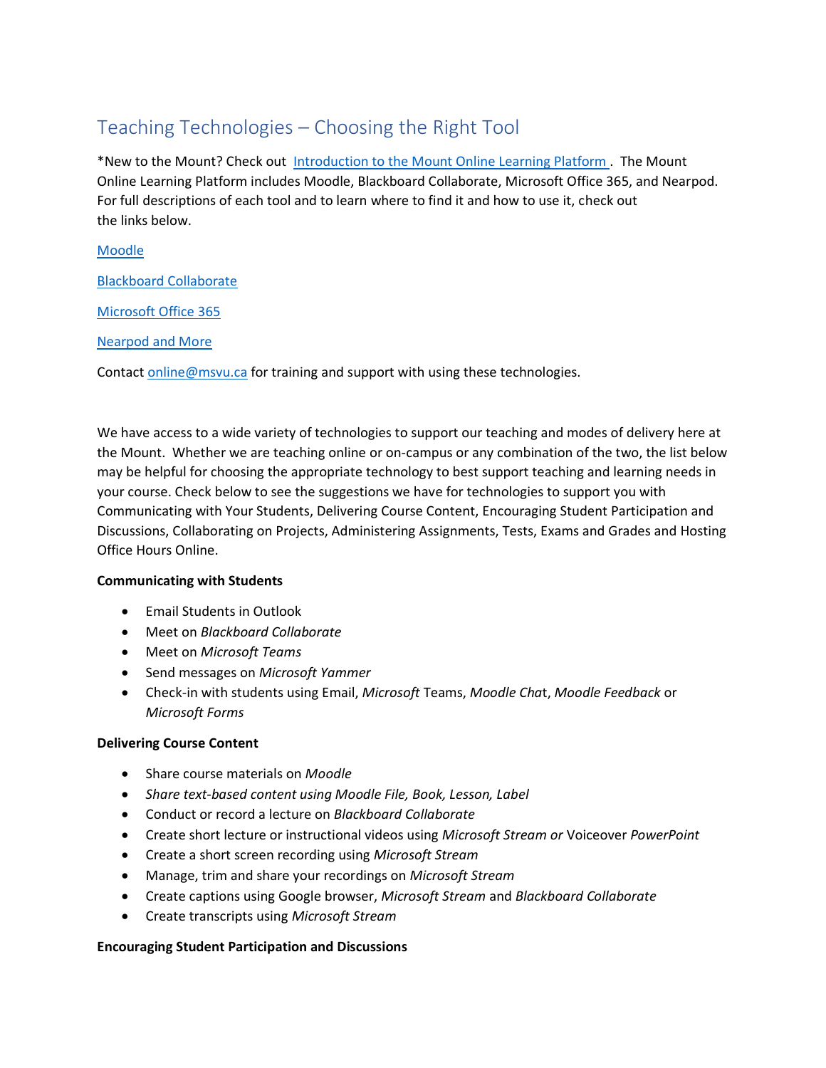# Teaching Technologies – Choosing the Right Tool

*New to the Mount? Check out [Introduction to the Mount Online Learning Platform](). The Mount Online Learning Platform includes Moodle, Blackboard Collaborate, Microsoft Office 365, and Nearpod. For full descriptions of each tool and to learn where to find it and how to use it, check out the links below.

[Moodle]()

[Blackboard Collaborate]()

[Microsoft Office 365]()

[Nearpod and More]()

Contact [online@msvu.ca](mailto:online@msvu.ca) for training and support with using these technologies.

We have access to a wide variety of technologies to support our teaching and modes of delivery here at the Mount. Whether we are teaching online or on-campus or any combination of the two, the list below may be helpful for choosing the appropriate technology to best support teaching and learning needs in your course. Check below to see the suggestions we have for technologies to support you with Communicating with Your Students, Delivering Course Content, Encouraging Student Participation and Discussions, Collaborating on Projects, Administering Assignments, Tests, Exams and Grades and Hosting Office Hours Online.

**Communicating with Students**

- Email Students in Outlook
- Meet on *Blackboard Collaborate*
- Meet on *Microsoft Teams*
- Send messages on *Microsoft Yammer*
- Check-in with students using Email, *Microsoft* Teams, *Moodle Chat*, *Moodle Feedback* or *Microsoft Forms*

**Delivering Course Content**

- Share course materials on *Moodle*
- *Share text-based content using Moodle File, Book, Lesson, Label*
- Conduct or record a lecture on *Blackboard Collaborate*
- Create short lecture or instructional videos using *Microsoft Stream or* Voiceover *PowerPoint*
- Create a short screen recording using *Microsoft Stream*
- Manage, trim and share your recordings on *Microsoft Stream*
- Create captions using Google browser, *Microsoft Stream* and *Blackboard Collaborate*
- Create transcripts using *Microsoft Stream*

**Encouraging Student Participation and Discussions**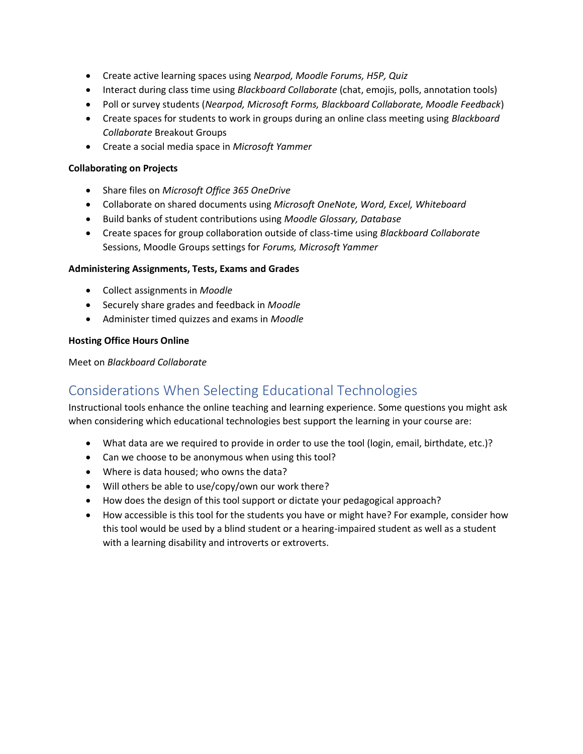- Create active learning spaces using *Nearpod, Moodle Forums, H5P, Quiz*
- Interact during class time using *Blackboard Collaborate* (chat, emojis, polls, annotation tools)
- Poll or survey students (*Nearpod, Microsoft Forms, Blackboard Collaborate, Moodle Feedback*)
- Create spaces for students to work in groups during an online class meeting using *Blackboard Collaborate* Breakout Groups
- Create a social media space in *Microsoft Yammer*

**Collaborating on Projects**

- Share files on *Microsoft Office 365 OneDrive*
- Collaborate on shared documents using *Microsoft OneNote, Word, Excel, Whiteboard*
- Build banks of student contributions using *Moodle Glossary, Database*
- Create spaces for group collaboration outside of class-time using *Blackboard Collaborate* Sessions, Moodle Groups settings for *Forums, Microsoft Yammer*

**Administering Assignments, Tests, Exams and Grades**

- Collect assignments in *Moodle*
- Securely share grades and feedback in *Moodle*
- Administer timed quizzes and exams in *Moodle*

**Hosting Office Hours Online**

Meet on *Blackboard Collaborate*

## Considerations When Selecting Educational Technologies

Instructional tools enhance the online teaching and learning experience. Some questions you might ask when considering which educational technologies best support the learning in your course are:

- What data are we required to provide in order to use the tool (login, email, birthdate, etc.)?
- Can we choose to be anonymous when using this tool?
- Where is data housed; who owns the data?
- Will others be able to use/copy/own our work there?
- How does the design of this tool support or dictate your pedagogical approach?
- How accessible is this tool for the students you have or might have? For example, consider how this tool would be used by a blind student or a hearing-impaired student as well as a student with a learning disability and introverts or extroverts.